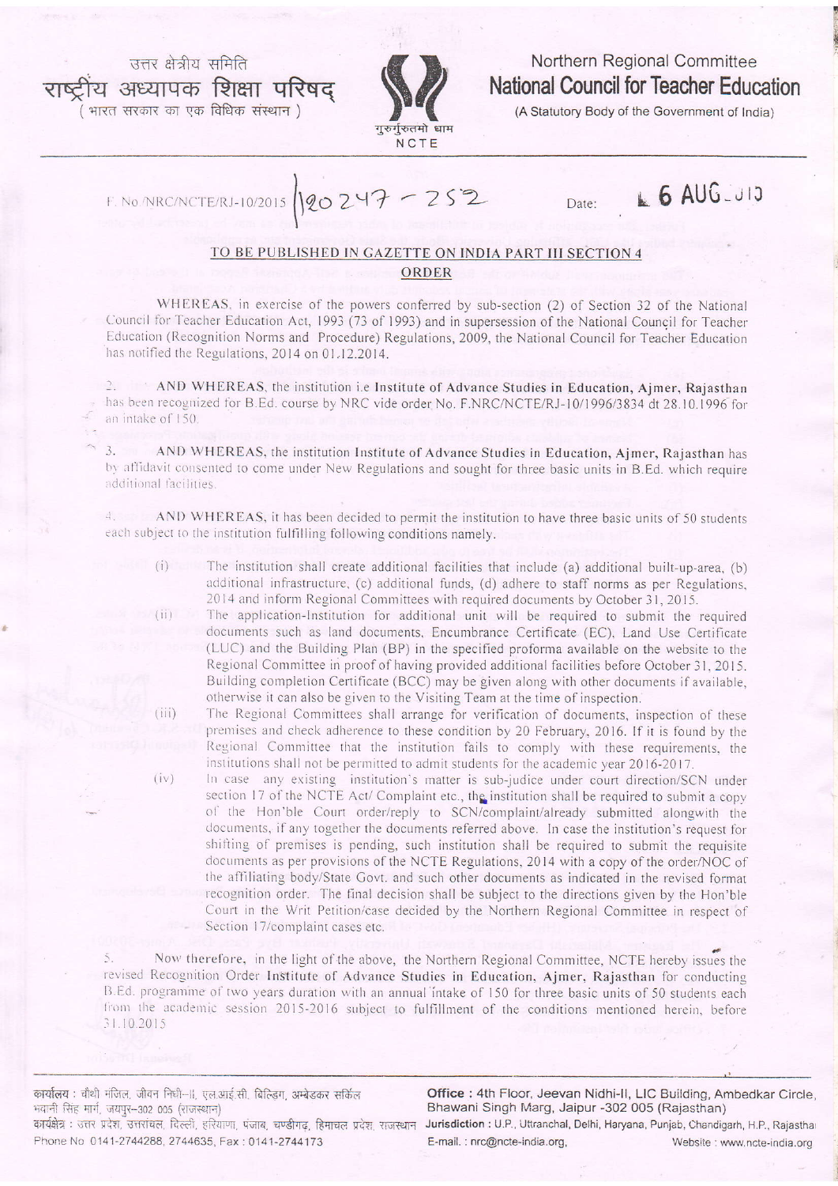उत्तर क्षेत्रीय समिति
राष्ट्रीय अध्यापक शिक्षा परिषद्
(भारत सरकार का एक विधिक संस्थान)

गुरुर्गुरुतमो धाम
NCTE

Northern Regional Committee
**National Council for Teacher Education**
(A Statutory Body of the Government of India)

F. No /NRC/NCTE/RJ-10/2015 |120247 - 252    Date: 6 AUG 2015

## TO BE PUBLISHED IN GAZETTE ON INDIA PART III SECTION 4

## ORDER

WHEREAS, in exercise of the powers conferred by sub-section (2) of Section 32 of the National Council for Teacher Education Act, 1993 (73 of 1993) and in supersession of the National Council for Teacher Education (Recognition Norms and Procedure) Regulations, 2009, the National Council for Teacher Education has notified the Regulations, 2014 on 01.12.2014.

2. **AND WHEREAS**, the institution i.e **Institute of Advance Studies in Education, Ajmer, Rajasthan** has been recognized for B.Ed. course by NRC vide order No. F.NRC/NCTE/RJ-10/1996/3834 dt 28.10.1996 for an intake of 150.

3. **AND WHEREAS**, the institution **Institute of Advance Studies in Education, Ajmer, Rajasthan** has by affidavit consented to come under New Regulations and sought for three basic units in B.Ed. which require additional facilities.

4. **AND WHEREAS**, it has been decided to permit the institution to have three basic units of 50 students each subject to the institution fulfilling following conditions namely.

(i) The institution shall create additional facilities that include (a) additional built-up-area, (b) additional infrastructure, (c) additional funds, (d) adhere to staff norms as per Regulations, 2014 and inform Regional Committees with required documents by October 31, 2015.

(ii) The application-Institution for additional unit will be required to submit the required documents such as land documents, Encumbrance Certificate (EC), Land Use Certificate (LUC) and the Building Plan (BP) in the specified proforma available on the website to the Regional Committee in proof of having provided additional facilities before October 31, 2015. Building completion Certificate (BCC) may be given along with other documents if available, otherwise it can also be given to the Visiting Team at the time of inspection.

(iii) The Regional Committees shall arrange for verification of documents, inspection of these premises and check adherence to these condition by 20 February, 2016. If it is found by the Regional Committee that the institution fails to comply with these requirements, the institutions shall not be permitted to admit students for the academic year 2016-2017.

(iv) In case any existing institution's matter is sub-judice under court direction/SCN under section 17 of the NCTE Act/ Complaint etc., the institution shall be required to submit a copy of the Hon'ble Court order/reply to SCN/complaint/already submitted alongwith the documents, if any together the documents referred above. In case the institution's request for shifting of premises is pending, such institution shall be required to submit the requisite documents as per provisions of the NCTE Regulations, 2014 with a copy of the order/NOC of the affiliating body/State Govt. and such other documents as indicated in the revised format recognition order. The final decision shall be subject to the directions given by the Hon'ble Court in the Writ Petition/case decided by the Northern Regional Committee in respect of Section 17/complaint cases etc.

5. Now therefore, in the light of the above, the Northern Regional Committee, NCTE hereby issues the revised Recognition Order **Institute of Advance Studies in Education, Ajmer, Rajasthan** for conducting B.Ed. programme of two years duration with an annual intake of 150 for three basic units of 50 students each from the academic session 2015-2016 subject to fulfillment of the conditions mentioned herein, before 31.10.2015

कार्यालय : चौथी मंजिल, जीवन निधी–II, एल.आई.सी. बिल्डिंग, अम्बेडकर सर्किल भवानी सिंह मार्ग, जयपुर–302 005 (राजस्थान)
कार्यक्षेत्र : उत्तर प्रदेश, उत्तरांचल, दिल्ली, हरियाणा, पंजाब, चण्डीगढ़, हिमाचल प्रदेश, राजस्थान
Phone No 0141-2744288, 2744635, Fax : 0141-2744173

**Office :** 4th Floor, Jeevan Nidhi-II, LIC Building, Ambedkar Circle, Bhawani Singh Marg, Jaipur -302 005 (Rajasthan)
**Jurisdiction :** U.P., Uttranchal, Delhi, Haryana, Punjab, Chandigarh, H.P., Rajasthan
E-mail. : nrc@ncte-india.org, Website : www.ncte-india.org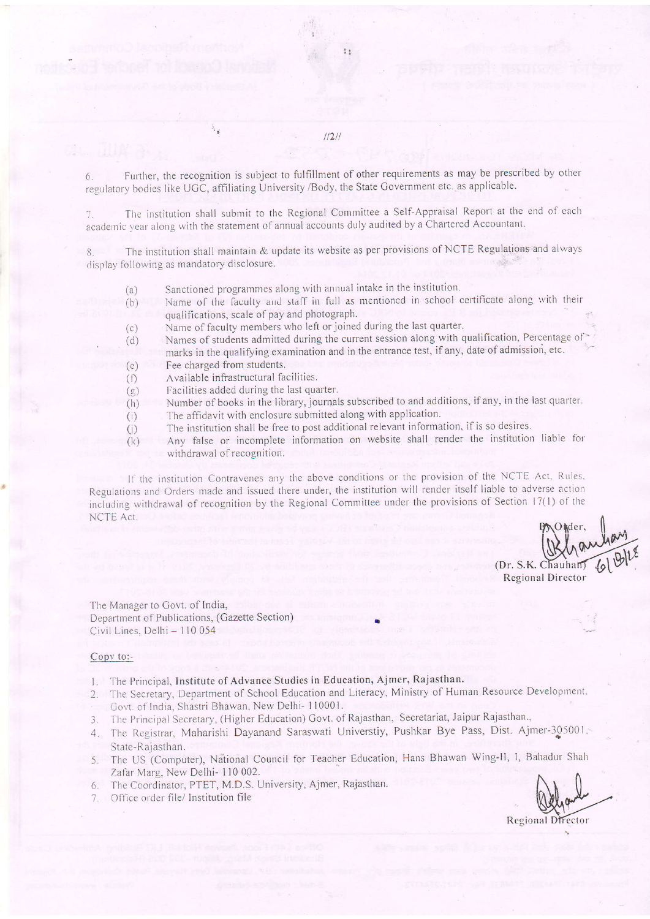//2//

6. Further, the recognition is subject to fulfillment of other requirements as may be prescribed by other regulatory bodies like UGC, affiliating University /Body, the State Government etc. as applicable.

7. The institution shall submit to the Regional Committee a Self-Appraisal Report at the end of each academic year along with the statement of annual accounts duly audited by a Chartered Accountant.

8. The institution shall maintain & update its website as per provisions of NCTE Regulations and always display following as mandatory disclosure.

(a) Sanctioned programmes along with annual intake in the institution.
(b) Name of the faculty and staff in full as mentioned in school certificate along with their qualifications, scale of pay and photograph.
(c) Name of faculty members who left or joined during the last quarter.
(d) Names of students admitted during the current session along with qualification, Percentage of marks in the qualifying examination and in the entrance test, if any, date of admission, etc.
(e) Fee charged from students.
(f) Available infrastructural facilities.
(g) Facilities added during the last quarter.
(h) Number of books in the library, journals subscribed to and additions, if any, in the last quarter.
(i) The affidavit with enclosure submitted along with application.
(j) The institution shall be free to post additional relevant information, if is so desires.
(k) Any false or incomplete information on website shall render the institution liable for withdrawal of recognition.

If the institution Contravenes any the above conditions or the provision of the NCTE Act, Rules, Regulations and Orders made and issued there under, the institution will render itself liable to adverse action including withdrawal of recognition by the Regional Committee under the provisions of Section 17(1) of the NCTE Act.

By Order,

(Dr. S.K. Chauhan)
Regional Director

The Manager to Govt. of India,
Department of Publications, (Gazette Section)
Civil Lines, Delhi – 110 054

Copy to:-

1. The Principal, Institute of Advance Studies in Education, Ajmer, Rajasthan.
2. The Secretary, Department of School Education and Literacy, Ministry of Human Resource Development, Govt. of India, Shastri Bhawan, New Delhi- 110001.
3. The Principal Secretary, (Higher Education) Govt. of Rajasthan, Secretariat, Jaipur Rajasthan.,
4. The Registrar, Maharishi Dayanand Saraswati Universtiy, Pushkar Bye Pass, Dist. Ajmer-305001, State-Rajasthan.
5. The US (Computer), National Council for Teacher Education, Hans Bhawan Wing-II, I, Bahadur Shah Zafar Marg, New Delhi- 110 002.
6. The Coordinator, PTET, M.D.S. University, Ajmer, Rajasthan.
7. Office order file/ Institution file

Regional Director